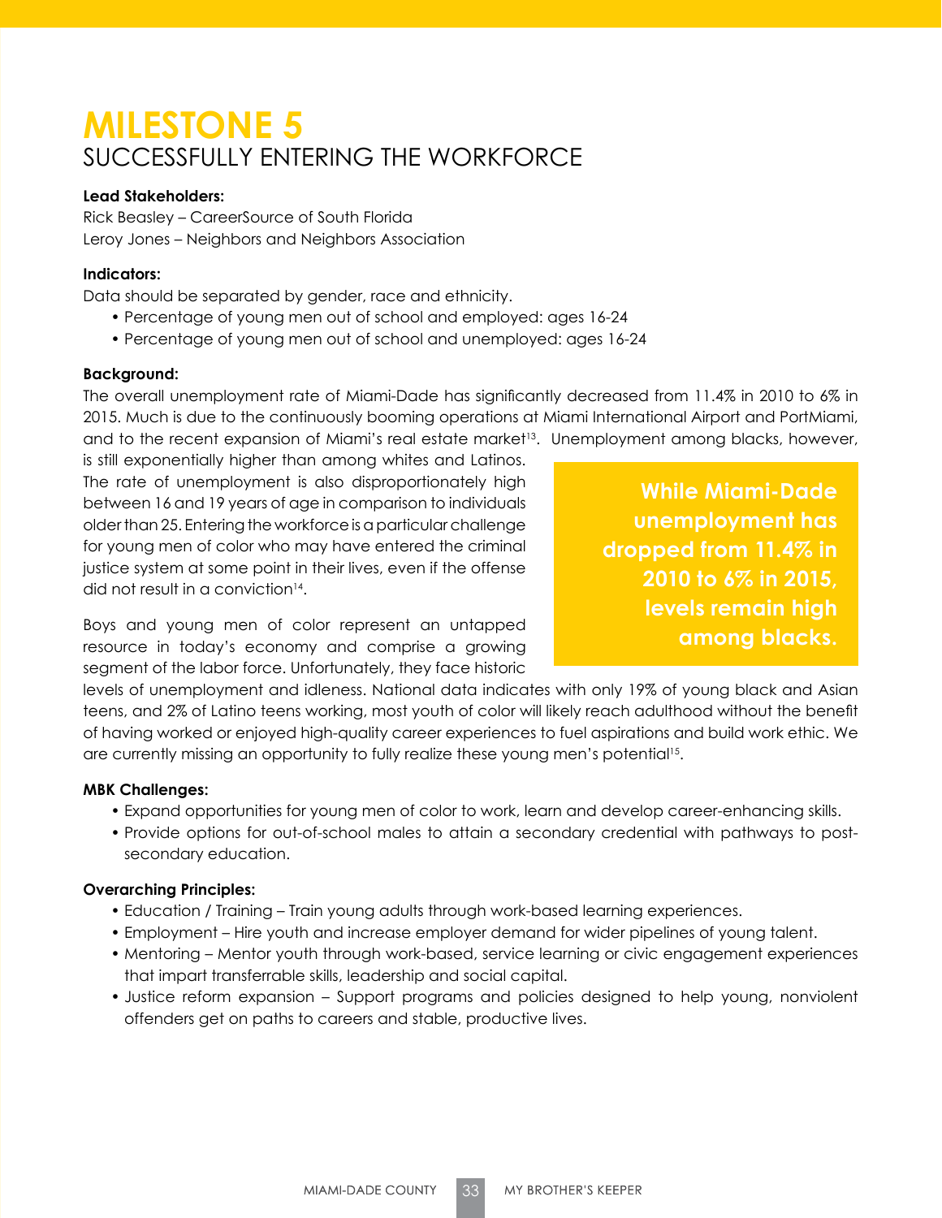# MILESTONE 5

## SUCCESSFULLY ENTERING THE WORKFORCE

**Lead Stakeholders:**
Rick Beasley – CareerSource of South Florida
Leroy Jones – Neighbors and Neighbors Association

**Indicators:**
Data should be separated by gender, race and ethnicity.

- Percentage of young men out of school and employed: ages 16-24
- Percentage of young men out of school and unemployed: ages 16-24

**Background:**
The overall unemployment rate of Miami-Dade has significantly decreased from 11.4% in 2010 to 6% in 2015. Much is due to the continuously booming operations at Miami International Airport and PortMiami, and to the recent expansion of Miami's real estate market[13]. Unemployment among blacks, however, is still exponentially higher than among whites and Latinos. The rate of unemployment is also disproportionately high between 16 and 19 years of age in comparison to individuals older than 25. Entering the workforce is a particular challenge for young men of color who may have entered the criminal justice system at some point in their lives, even if the offense did not result in a conviction[14].

> **While Miami-Dade unemployment has dropped from 11.4% in 2010 to 6% in 2015, levels remain high among blacks.**

Boys and young men of color represent an untapped resource in today's economy and comprise a growing segment of the labor force. Unfortunately, they face historic levels of unemployment and idleness. National data indicates with only 19% of young black and Asian teens, and 2% of Latino teens working, most youth of color will likely reach adulthood without the benefit of having worked or enjoyed high-quality career experiences to fuel aspirations and build work ethic. We are currently missing an opportunity to fully realize these young men's potential[15].

**MBK Challenges:**

- Expand opportunities for young men of color to work, learn and develop career-enhancing skills.
- Provide options for out-of-school males to attain a secondary credential with pathways to post-secondary education.

**Overarching Principles:**

- Education / Training – Train young adults through work-based learning experiences.
- Employment – Hire youth and increase employer demand for wider pipelines of young talent.
- Mentoring – Mentor youth through work-based, service learning or civic engagement experiences that impart transferrable skills, leadership and social capital.
- Justice reform expansion – Support programs and policies designed to help young, nonviolent offenders get on paths to careers and stable, productive lives.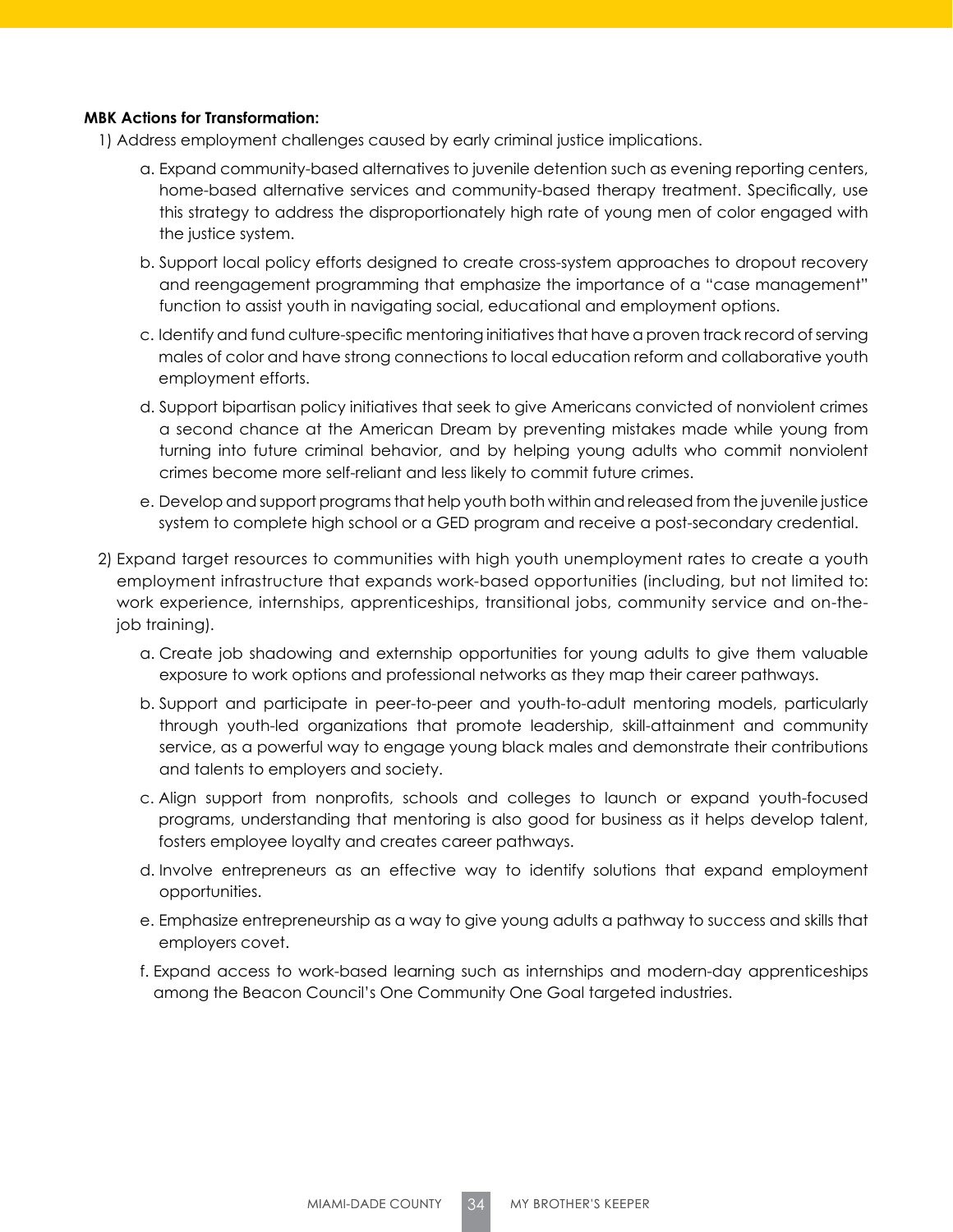**MBK Actions for Transformation:**

1) Address employment challenges caused by early criminal justice implications.

   a. Expand community-based alternatives to juvenile detention such as evening reporting centers, home-based alternative services and community-based therapy treatment. Specifically, use this strategy to address the disproportionately high rate of young men of color engaged with the justice system.

   b. Support local policy efforts designed to create cross-system approaches to dropout recovery and reengagement programming that emphasize the importance of a "case management" function to assist youth in navigating social, educational and employment options.

   c. Identify and fund culture-specific mentoring initiatives that have a proven track record of serving males of color and have strong connections to local education reform and collaborative youth employment efforts.

   d. Support bipartisan policy initiatives that seek to give Americans convicted of nonviolent crimes a second chance at the American Dream by preventing mistakes made while young from turning into future criminal behavior, and by helping young adults who commit nonviolent crimes become more self-reliant and less likely to commit future crimes.

   e. Develop and support programs that help youth both within and released from the juvenile justice system to complete high school or a GED program and receive a post-secondary credential.

2) Expand target resources to communities with high youth unemployment rates to create a youth employment infrastructure that expands work-based opportunities (including, but not limited to: work experience, internships, apprenticeships, transitional jobs, community service and on-the-job training).

   a. Create job shadowing and externship opportunities for young adults to give them valuable exposure to work options and professional networks as they map their career pathways.

   b. Support and participate in peer-to-peer and youth-to-adult mentoring models, particularly through youth-led organizations that promote leadership, skill-attainment and community service, as a powerful way to engage young black males and demonstrate their contributions and talents to employers and society.

   c. Align support from nonprofits, schools and colleges to launch or expand youth-focused programs, understanding that mentoring is also good for business as it helps develop talent, fosters employee loyalty and creates career pathways.

   d. Involve entrepreneurs as an effective way to identify solutions that expand employment opportunities.

   e. Emphasize entrepreneurship as a way to give young adults a pathway to success and skills that employers covet.

   f. Expand access to work-based learning such as internships and modern-day apprenticeships among the Beacon Council's One Community One Goal targeted industries.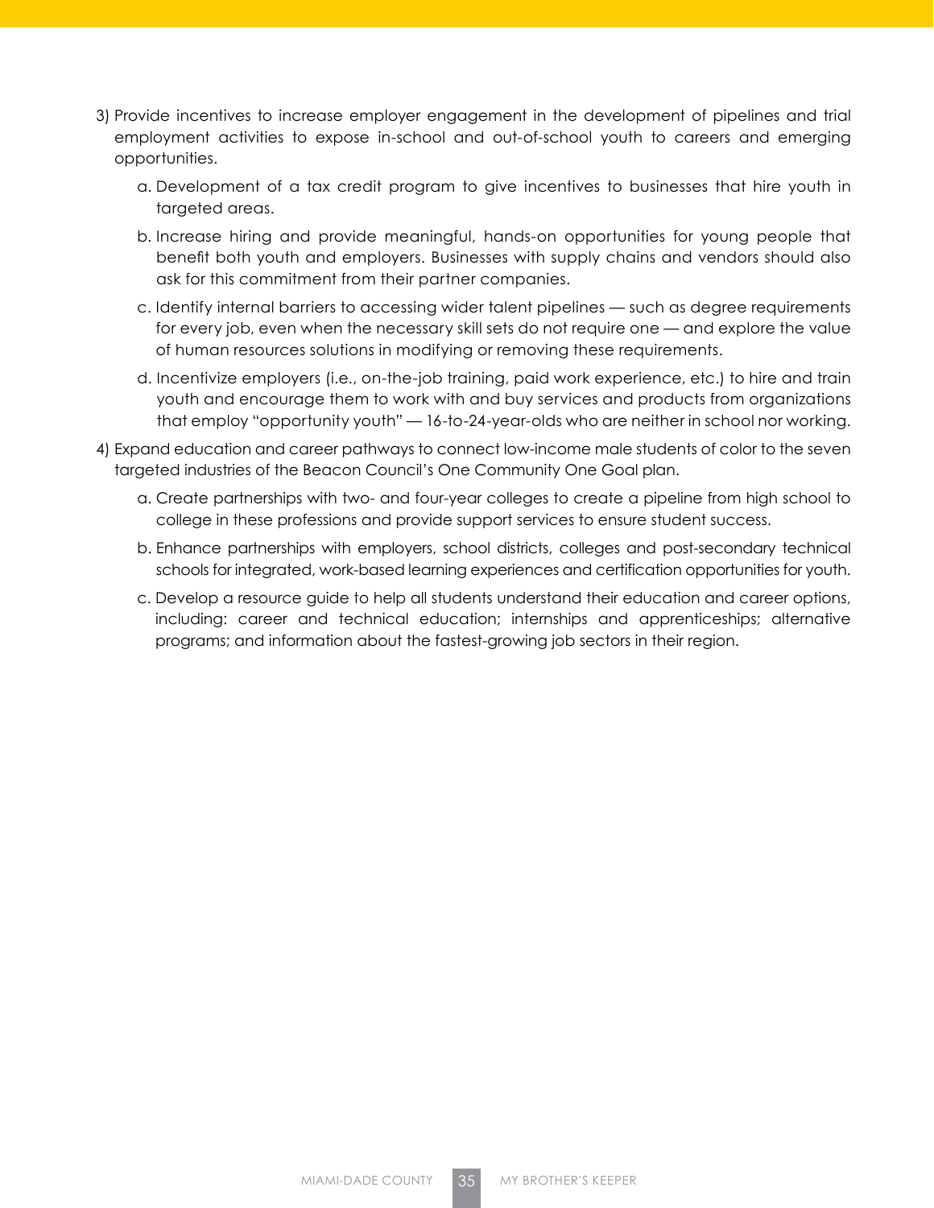3) Provide incentives to increase employer engagement in the development of pipelines and trial employment activities to expose in-school and out-of-school youth to careers and emerging opportunities.

   a. Development of a tax credit program to give incentives to businesses that hire youth in targeted areas.

   b. Increase hiring and provide meaningful, hands-on opportunities for young people that benefit both youth and employers. Businesses with supply chains and vendors should also ask for this commitment from their partner companies.

   c. Identify internal barriers to accessing wider talent pipelines — such as degree requirements for every job, even when the necessary skill sets do not require one — and explore the value of human resources solutions in modifying or removing these requirements.

   d. Incentivize employers (i.e., on-the-job training, paid work experience, etc.) to hire and train youth and encourage them to work with and buy services and products from organizations that employ "opportunity youth" — 16-to-24-year-olds who are neither in school nor working.

4) Expand education and career pathways to connect low-income male students of color to the seven targeted industries of the Beacon Council's One Community One Goal plan.

   a. Create partnerships with two- and four-year colleges to create a pipeline from high school to college in these professions and provide support services to ensure student success.

   b. Enhance partnerships with employers, school districts, colleges and post-secondary technical schools for integrated, work-based learning experiences and certification opportunities for youth.

   c. Develop a resource guide to help all students understand their education and career options, including: career and technical education; internships and apprenticeships; alternative programs; and information about the fastest-growing job sectors in their region.